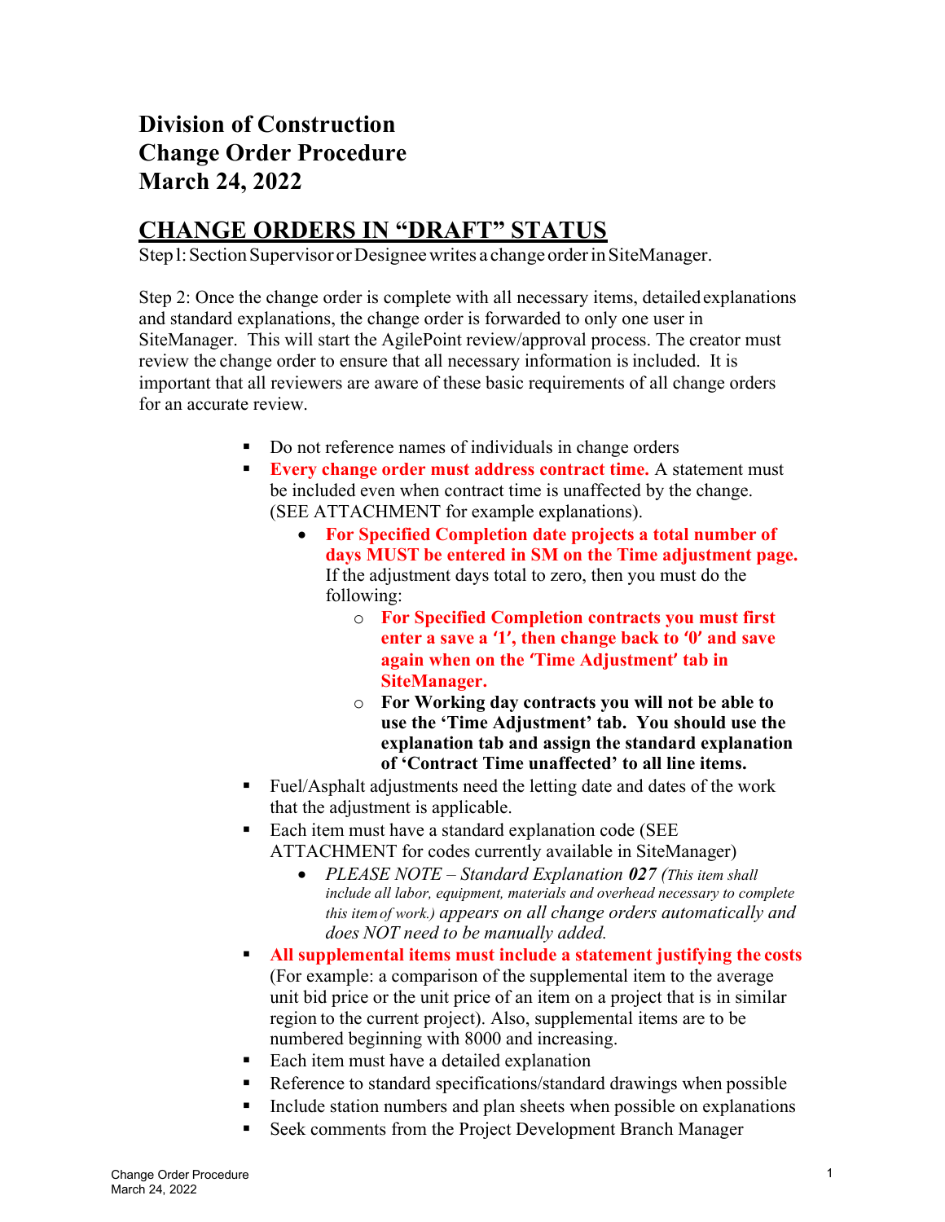# Division of Construction
# Change Order Procedure
# March 24, 2022

## CHANGE ORDERS IN "DRAFT" STATUS

Step1: Section Supervisor or Designee writes a change order in SiteManager.

Step 2: Once the change order is complete with all necessary items, detailed explanations and standard explanations, the change order is forwarded to only one user in SiteManager. This will start the AgilePoint review/approval process. The creator must review the change order to ensure that all necessary information is included. It is important that all reviewers are aware of these basic requirements of all change orders for an accurate review.

- Do not reference names of individuals in change orders
- **Every change order must address contract time.** A statement must be included even when contract time is unaffected by the change. (SEE ATTACHMENT for example explanations).
    - **For Specified Completion date projects a total number of days MUST be entered in SM on the Time adjustment page.** If the adjustment days total to zero, then you must do the following:
        - **For Specified Completion contracts you must first enter a save a '1', then change back to '0' and save again when on the 'Time Adjustment' tab in SiteManager.**
        - **For Working day contracts you will not be able to use the 'Time Adjustment' tab. You should use the explanation tab and assign the standard explanation of 'Contract Time unaffected' to all line items.**
- Fuel/Asphalt adjustments need the letting date and dates of the work that the adjustment is applicable.
- Each item must have a standard explanation code (SEE ATTACHMENT for codes currently available in SiteManager)
    - *PLEASE NOTE – Standard Explanation **027** (This item shall include all labor, equipment, materials and overhead necessary to complete this item of work.) appears on all change orders automatically and does NOT need to be manually added.*
- **All supplemental items must include a statement justifying the costs** (For example: a comparison of the supplemental item to the average unit bid price or the unit price of an item on a project that is in similar region to the current project). Also, supplemental items are to be numbered beginning with 8000 and increasing.
- Each item must have a detailed explanation
- Reference to standard specifications/standard drawings when possible
- Include station numbers and plan sheets when possible on explanations
- Seek comments from the Project Development Branch Manager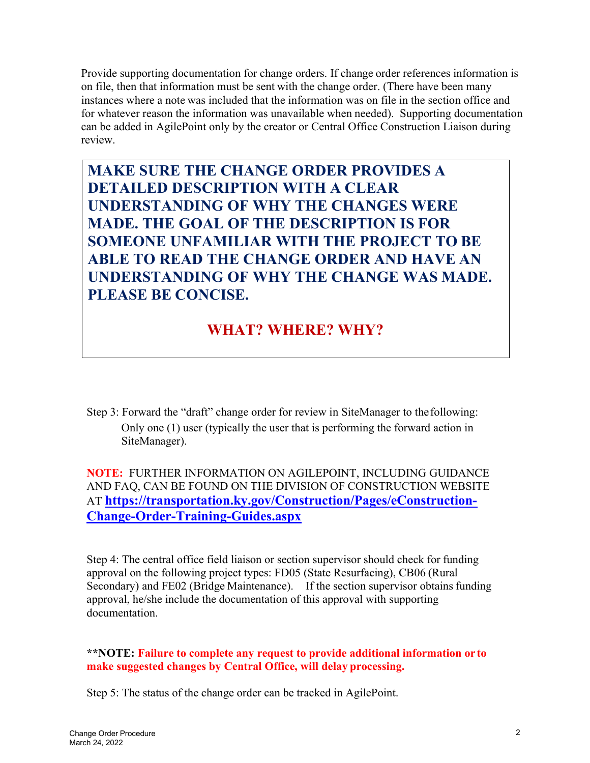Provide supporting documentation for change orders. If change order references information is on file, then that information must be sent with the change order. (There have been many instances where a note was included that the information was on file in the section office and for whatever reason the information was unavailable when needed). Supporting documentation can be added in AgilePoint only by the creator or Central Office Construction Liaison during review.

> **MAKE SURE THE CHANGE ORDER PROVIDES A DETAILED DESCRIPTION WITH A CLEAR UNDERSTANDING OF WHY THE CHANGES WERE MADE. THE GOAL OF THE DESCRIPTION IS FOR SOMEONE UNFAMILIAR WITH THE PROJECT TO BE ABLE TO READ THE CHANGE ORDER AND HAVE AN UNDERSTANDING OF WHY THE CHANGE WAS MADE. PLEASE BE CONCISE.**
>
> **WHAT? WHERE? WHY?**

Step 3: Forward the "draft" change order for review in SiteManager to the following:
Only one (1) user (typically the user that is performing the forward action in SiteManager).

**NOTE:** FURTHER INFORMATION ON AGILEPOINT, INCLUDING GUIDANCE AND FAQ, CAN BE FOUND ON THE DIVISION OF CONSTRUCTION WEBSITE AT **https://transportation.ky.gov/Construction/Pages/eConstruction-Change-Order-Training-Guides.aspx**

Step 4: The central office field liaison or section supervisor should check for funding approval on the following project types: FD05 (State Resurfacing), CB06 (Rural Secondary) and FE02 (Bridge Maintenance). If the section supervisor obtains funding approval, he/she include the documentation of this approval with supporting documentation.

**\*\*NOTE: Failure to complete any request to provide additional information or to make suggested changes by Central Office, will delay processing.**

Step 5: The status of the change order can be tracked in AgilePoint.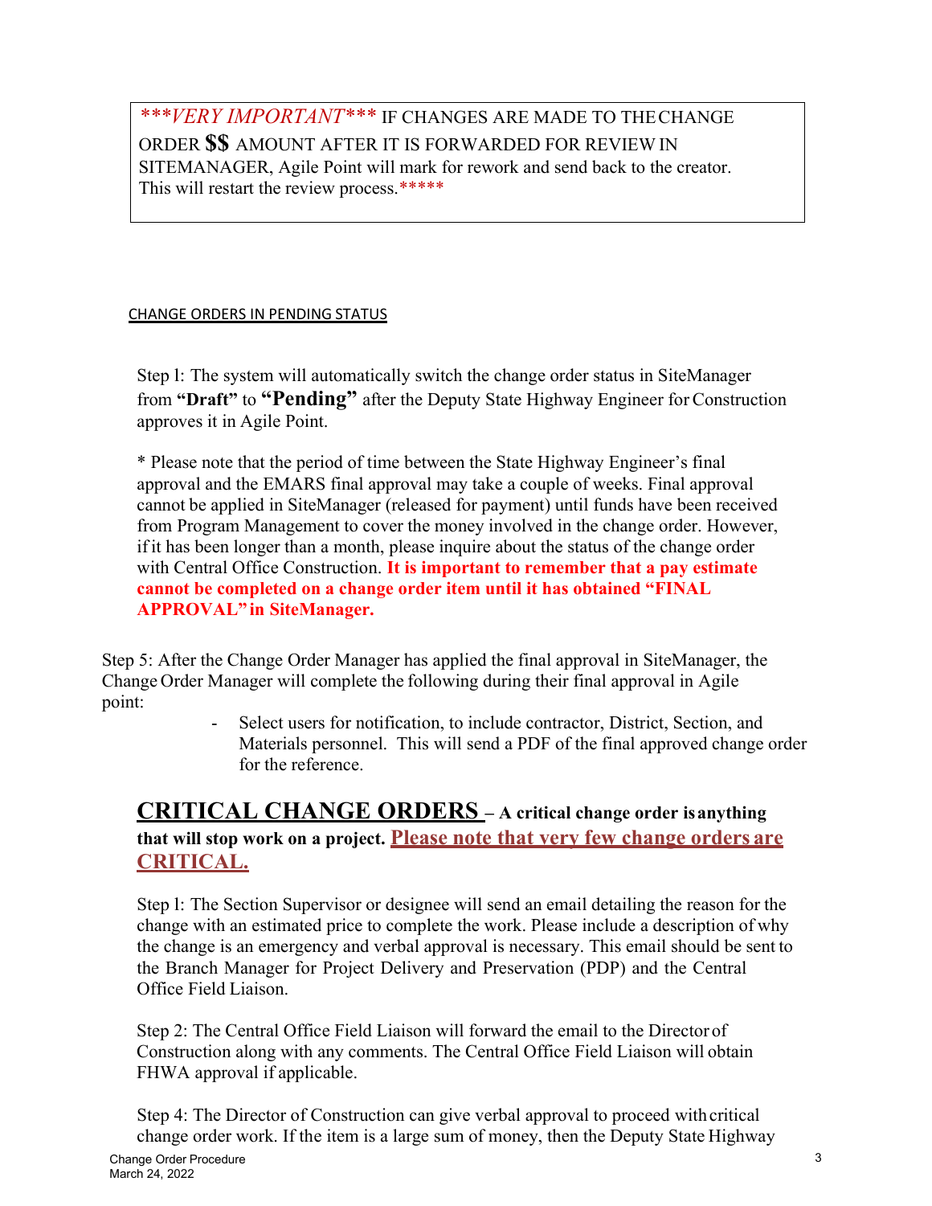> ****VERY IMPORTANT**** IF CHANGES ARE MADE TO THE CHANGE ORDER **$$** AMOUNT AFTER IT IS FORWARDED FOR REVIEW IN SITEMANAGER, Agile Point will mark for rework and send back to the creator. This will restart the review process.*****

CHANGE ORDERS IN PENDING STATUS

Step l: The system will automatically switch the change order status in SiteManager from **"Draft"** to **"Pending"** after the Deputy State Highway Engineer for Construction approves it in Agile Point.

* Please note that the period of time between the State Highway Engineer's final approval and the EMARS final approval may take a couple of weeks. Final approval cannot be applied in SiteManager (released for payment) until funds have been received from Program Management to cover the money involved in the change order. However, if it has been longer than a month, please inquire about the status of the change order with Central Office Construction. **It is important to remember that a pay estimate cannot be completed on a change order item until it has obtained "FINAL APPROVAL" in SiteManager.**

Step 5: After the Change Order Manager has applied the final approval in SiteManager, the Change Order Manager will complete the following during their final approval in Agile point:

- Select users for notification, to include contractor, District, Section, and Materials personnel. This will send a PDF of the final approved change order for the reference.

## CRITICAL CHANGE ORDERS – A critical change order is anything that will stop work on a project. Please note that very few change orders are CRITICAL.

Step l: The Section Supervisor or designee will send an email detailing the reason for the change with an estimated price to complete the work. Please include a description of why the change is an emergency and verbal approval is necessary. This email should be sent to the Branch Manager for Project Delivery and Preservation (PDP) and the Central Office Field Liaison.

Step 2: The Central Office Field Liaison will forward the email to the Director of Construction along with any comments. The Central Office Field Liaison will obtain FHWA approval if applicable.

Step 4: The Director of Construction can give verbal approval to proceed with critical change order work. If the item is a large sum of money, then the Deputy State Highway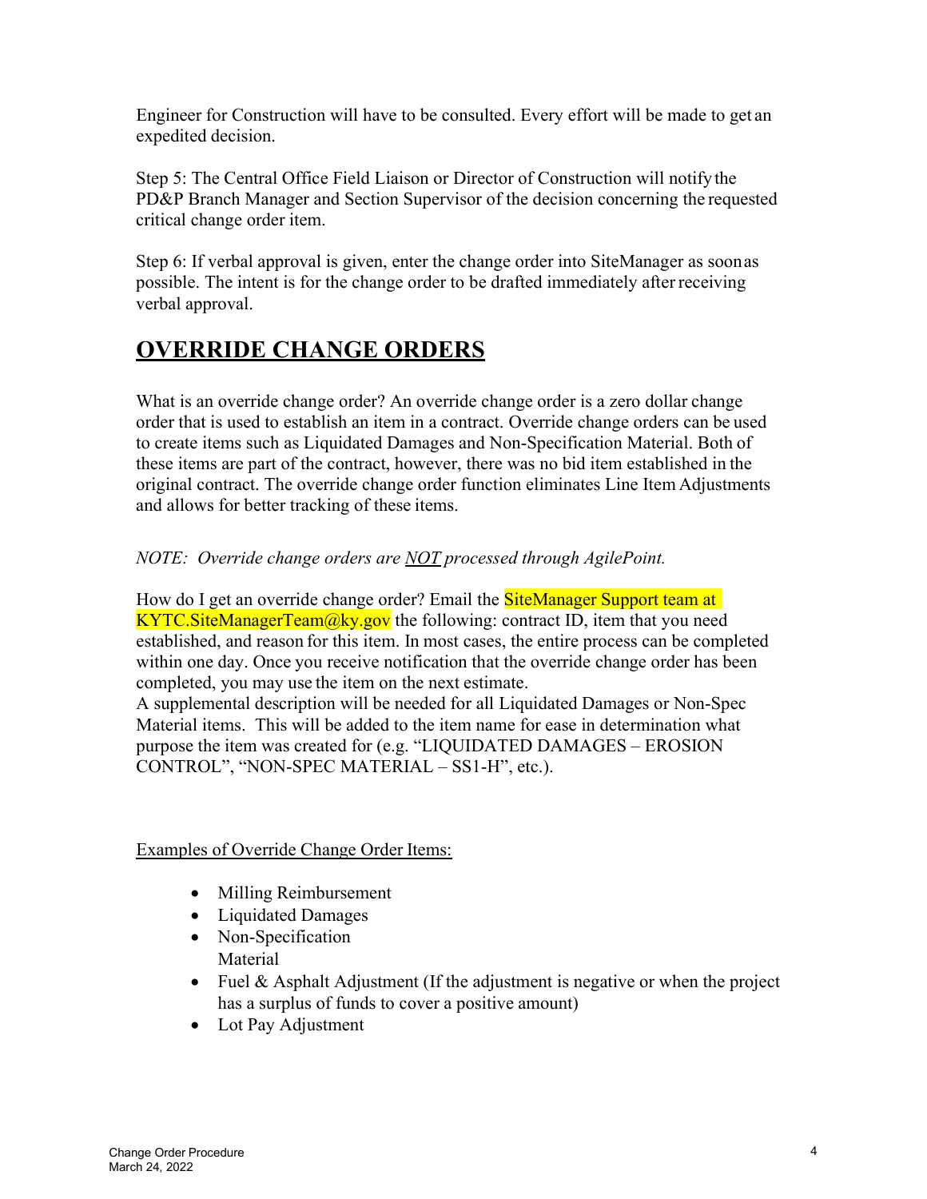Engineer for Construction will have to be consulted. Every effort will be made to get an expedited decision.

Step 5: The Central Office Field Liaison or Director of Construction will notify the PD&P Branch Manager and Section Supervisor of the decision concerning the requested critical change order item.

Step 6: If verbal approval is given, enter the change order into SiteManager as soon as possible. The intent is for the change order to be drafted immediately after receiving verbal approval.

## OVERRIDE CHANGE ORDERS

What is an override change order? An override change order is a zero dollar change order that is used to establish an item in a contract. Override change orders can be used to create items such as Liquidated Damages and Non-Specification Material. Both of these items are part of the contract, however, there was no bid item established in the original contract. The override change order function eliminates Line Item Adjustments and allows for better tracking of these items.

*NOTE: Override change orders are NOT processed through AgilePoint.*

How do I get an override change order? Email the SiteManager Support team at KYTC.SiteManagerTeam@ky.gov the following: contract ID, item that you need established, and reason for this item. In most cases, the entire process can be completed within one day. Once you receive notification that the override change order has been completed, you may use the item on the next estimate.
A supplemental description will be needed for all Liquidated Damages or Non-Spec Material items. This will be added to the item name for ease in determination what purpose the item was created for (e.g. "LIQUIDATED DAMAGES – EROSION CONTROL", "NON-SPEC MATERIAL – SS1-H", etc.).

Examples of Override Change Order Items:

- Milling Reimbursement
- Liquidated Damages
- Non-Specification Material
- Fuel & Asphalt Adjustment (If the adjustment is negative or when the project has a surplus of funds to cover a positive amount)
- Lot Pay Adjustment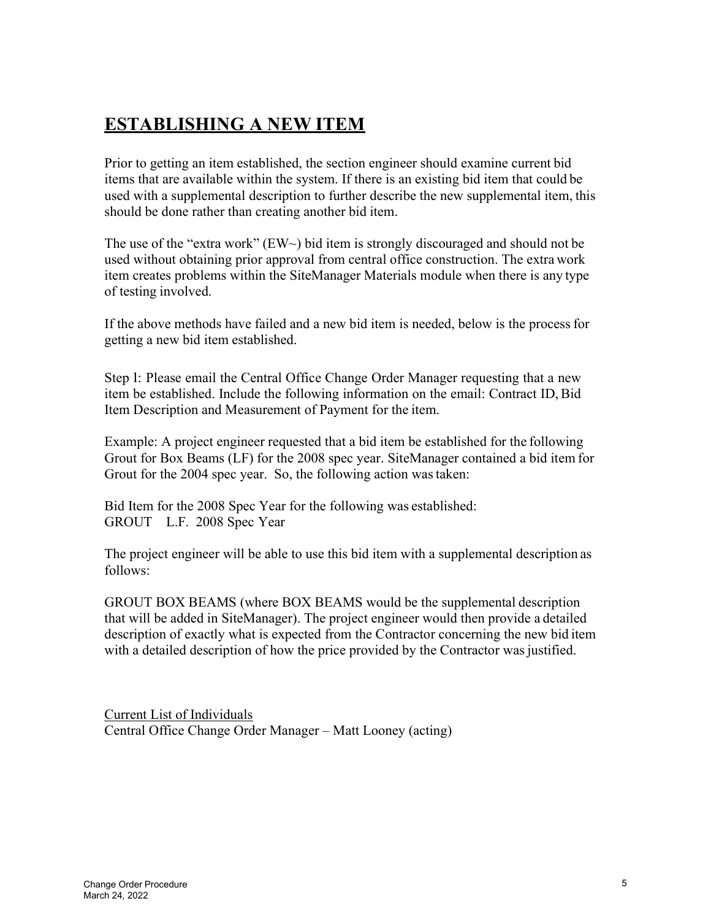## ESTABLISHING A NEW ITEM

Prior to getting an item established, the section engineer should examine current bid items that are available within the system. If there is an existing bid item that could be used with a supplemental description to further describe the new supplemental item, this should be done rather than creating another bid item.

The use of the "extra work" (EW~) bid item is strongly discouraged and should not be used without obtaining prior approval from central office construction. The extra work item creates problems within the SiteManager Materials module when there is any type of testing involved.

If the above methods have failed and a new bid item is needed, below is the process for getting a new bid item established.

Step l: Please email the Central Office Change Order Manager requesting that a new item be established. Include the following information on the email: Contract ID, Bid Item Description and Measurement of Payment for the item.

Example: A project engineer requested that a bid item be established for the following Grout for Box Beams (LF) for the 2008 spec year. SiteManager contained a bid item for Grout for the 2004 spec year. So, the following action was taken:

Bid Item for the 2008 Spec Year for the following was established:
GROUT L.F. 2008 Spec Year

The project engineer will be able to use this bid item with a supplemental description as follows:

GROUT BOX BEAMS (where BOX BEAMS would be the supplemental description that will be added in SiteManager). The project engineer would then provide a detailed description of exactly what is expected from the Contractor concerning the new bid item with a detailed description of how the price provided by the Contractor was justified.

Current List of Individuals
Central Office Change Order Manager – Matt Looney (acting)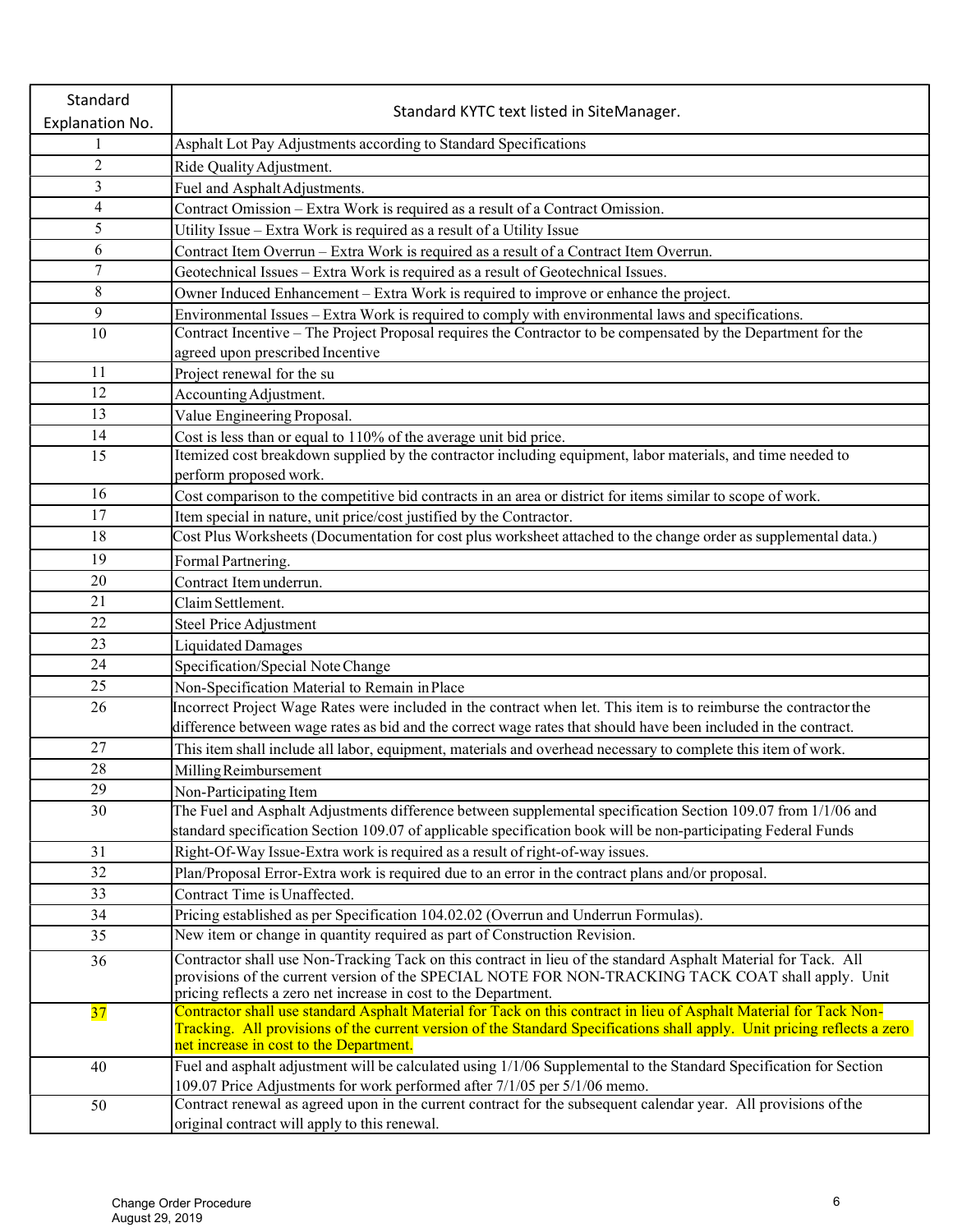| Standard Explanation No. | Standard KYTC text listed in SiteManager. |
|---|---|
| 1 | Asphalt Lot Pay Adjustments according to Standard Specifications |
| 2 | Ride Quality Adjustment. |
| 3 | Fuel and Asphalt Adjustments. |
| 4 | Contract Omission – Extra Work is required as a result of a Contract Omission. |
| 5 | Utility Issue – Extra Work is required as a result of a Utility Issue |
| 6 | Contract Item Overrun – Extra Work is required as a result of a Contract Item Overrun. |
| 7 | Geotechnical Issues – Extra Work is required as a result of Geotechnical Issues. |
| 8 | Owner Induced Enhancement – Extra Work is required to improve or enhance the project. |
| 9 | Environmental Issues – Extra Work is required to comply with environmental laws and specifications. |
| 10 | Contract Incentive – The Project Proposal requires the Contractor to be compensated by the Department for the agreed upon prescribed Incentive |
| 11 | Project renewal for the su |
| 12 | Accounting Adjustment. |
| 13 | Value Engineering Proposal. |
| 14 | Cost is less than or equal to 110% of the average unit bid price. |
| 15 | Itemized cost breakdown supplied by the contractor including equipment, labor materials, and time needed to perform proposed work. |
| 16 | Cost comparison to the competitive bid contracts in an area or district for items similar to scope of work. |
| 17 | Item special in nature, unit price/cost justified by the Contractor. |
| 18 | Cost Plus Worksheets (Documentation for cost plus worksheet attached to the change order as supplemental data.) |
| 19 | Formal Partnering. |
| 20 | Contract Item underrun. |
| 21 | Claim Settlement. |
| 22 | Steel Price Adjustment |
| 23 | Liquidated Damages |
| 24 | Specification/Special Note Change |
| 25 | Non-Specification Material to Remain in Place |
| 26 | Incorrect Project Wage Rates were included in the contract when let. This item is to reimburse the contractor the difference between wage rates as bid and the correct wage rates that should have been included in the contract. |
| 27 | This item shall include all labor, equipment, materials and overhead necessary to complete this item of work. |
| 28 | Milling Reimbursement |
| 29 | Non-Participating Item |
| 30 | The Fuel and Asphalt Adjustments difference between supplemental specification Section 109.07 from 1/1/06 and standard specification Section 109.07 of applicable specification book will be non-participating Federal Funds |
| 31 | Right-Of-Way Issue-Extra work is required as a result of right-of-way issues. |
| 32 | Plan/Proposal Error-Extra work is required due to an error in the contract plans and/or proposal. |
| 33 | Contract Time is Unaffected. |
| 34 | Pricing established as per Specification 104.02.02 (Overrun and Underrun Formulas). |
| 35 | New item or change in quantity required as part of Construction Revision. |
| 36 | Contractor shall use Non-Tracking Tack on this contract in lieu of the standard Asphalt Material for Tack. All provisions of the current version of the SPECIAL NOTE FOR NON-TRACKING TACK COAT shall apply. Unit pricing reflects a zero net increase in cost to the Department. |
| 37 | Contractor shall use standard Asphalt Material for Tack on this contract in lieu of Asphalt Material for Tack Non-Tracking. All provisions of the current version of the Standard Specifications shall apply. Unit pricing reflects a zero net increase in cost to the Department. |
| 40 | Fuel and asphalt adjustment will be calculated using 1/1/06 Supplemental to the Standard Specification for Section 109.07 Price Adjustments for work performed after 7/1/05 per 5/1/06 memo. |
| 50 | Contract renewal as agreed upon in the current contract for the subsequent calendar year. All provisions of the original contract will apply to this renewal. |

Change Order Procedure
August 29, 2019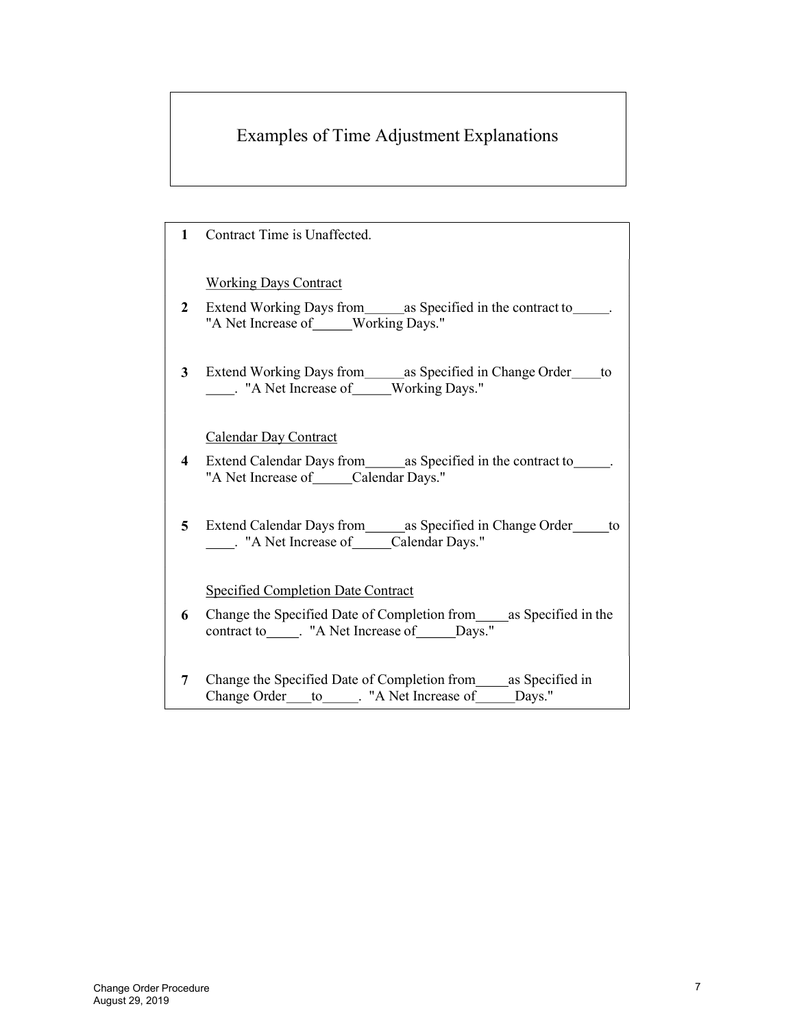# Examples of Time Adjustment Explanations

1. Contract Time is Unaffected.

<u>Working Days Contract</u>

2. Extend Working Days from\_\_\_\_\_\_as Specified in the contract to\_\_\_\_\_.
"A Net Increase of\_\_\_\_\_\_Working Days."

3. Extend Working Days from\_\_\_\_\_\_as Specified in Change Order\_\_\_\_to \_\_\_\_. "A Net Increase of\_\_\_\_\_\_Working Days."

<u>Calendar Day Contract</u>

4. Extend Calendar Days from\_\_\_\_\_\_as Specified in the contract to\_\_\_\_\_.
"A Net Increase of\_\_\_\_\_\_Calendar Days."

5. Extend Calendar Days from\_\_\_\_\_\_as Specified in Change Order\_\_\_\_\_to \_\_\_\_. "A Net Increase of\_\_\_\_\_\_Calendar Days."

<u>Specified Completion Date Contract</u>

6. Change the Specified Date of Completion from\_\_\_\_\_as Specified in the contract to\_\_\_\_\_. "A Net Increase of\_\_\_\_\_\_Days."

7. Change the Specified Date of Completion from\_\_\_\_\_as Specified in Change Order\_\_\_\_to\_\_\_\_\_. "A Net Increase of\_\_\_\_\_\_Days."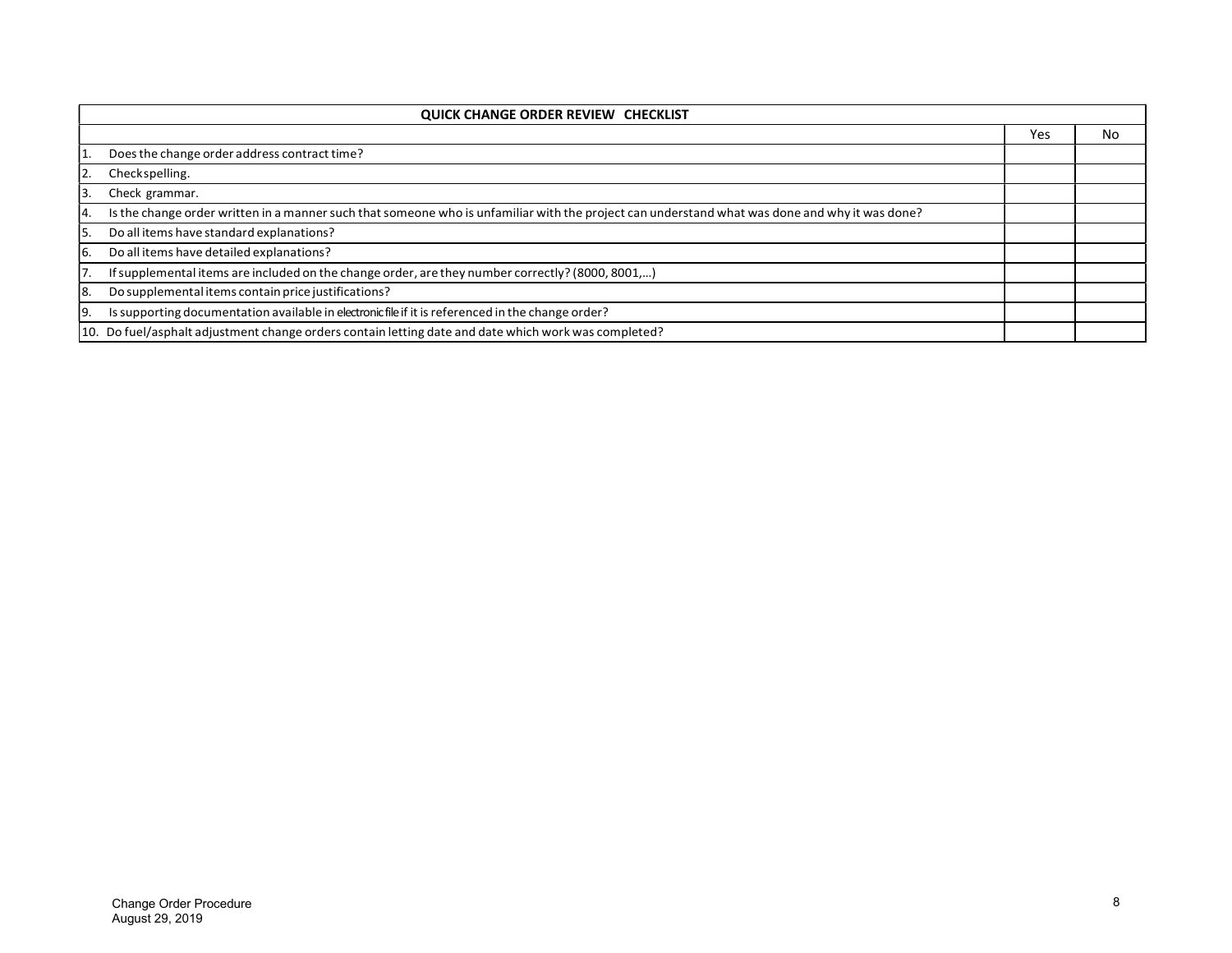| QUICK CHANGE ORDER REVIEW CHECKLIST | | |
|---|---|---|
| | Yes | No |
| 1. Does the change order address contract time? | | |
| 2. Checkspelling. | | |
| 3. Check grammar. | | |
| 4. Is the change order written in a manner such that someone who is unfamiliar with the project can understand what was done and why it was done? | | |
| 5. Do all items have standard explanations? | | |
| 6. Do all items have detailed explanations? | | |
| 7. If supplemental items are included on the change order, are they number correctly? (8000, 8001,...) | | |
| 8. Do supplemental items contain price justifications? | | |
| 9. Is supporting documentation available in electronic file if it is referenced in the change order? | | |
| 10. Do fuel/asphalt adjustment change orders contain letting date and date which work was completed? | | |

Change Order Procedure
August 29, 2019